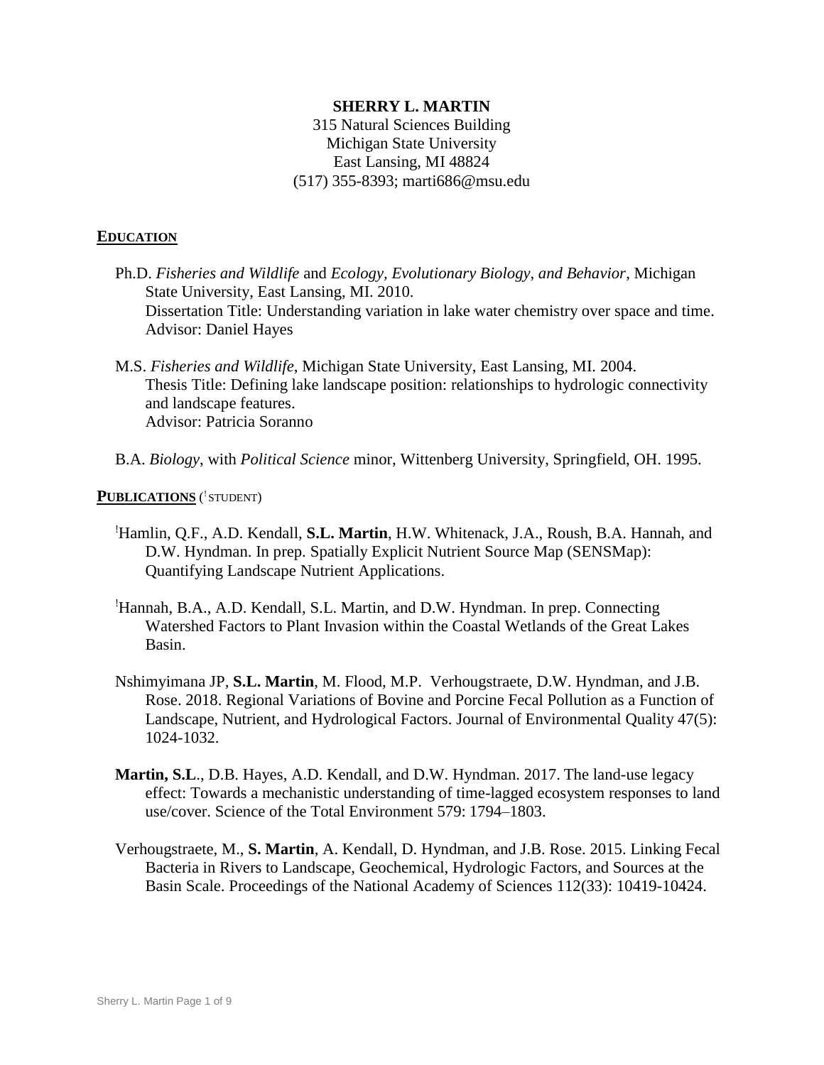**SHERRY L. MARTIN**
315 Natural Sciences Building
Michigan State University
East Lansing, MI 48824
(517) 355-8393; marti686@msu.edu

## EDUCATION

Ph.D. *Fisheries and Wildlife* and *Ecology, Evolutionary Biology, and Behavior*, Michigan State University, East Lansing, MI. 2010.
Dissertation Title: Understanding variation in lake water chemistry over space and time.
Advisor: Daniel Hayes

M.S. *Fisheries and Wildlife*, Michigan State University, East Lansing, MI. 2004.
Thesis Title: Defining lake landscape position: relationships to hydrologic connectivity and landscape features.
Advisor: Patricia Soranno

B.A. *Biology*, with *Political Science* minor, Wittenberg University, Springfield, OH. 1995.

## PUBLICATIONS (! STUDENT)

!Hamlin, Q.F., A.D. Kendall, **S.L. Martin**, H.W. Whitenack, J.A., Roush, B.A. Hannah, and D.W. Hyndman. In prep. Spatially Explicit Nutrient Source Map (SENSMap): Quantifying Landscape Nutrient Applications.

!Hannah, B.A., A.D. Kendall, S.L. Martin, and D.W. Hyndman. In prep. Connecting Watershed Factors to Plant Invasion within the Coastal Wetlands of the Great Lakes Basin.

Nshimyimana JP, **S.L. Martin**, M. Flood, M.P. Verhougstraete, D.W. Hyndman, and J.B. Rose. 2018. Regional Variations of Bovine and Porcine Fecal Pollution as a Function of Landscape, Nutrient, and Hydrological Factors. Journal of Environmental Quality 47(5): 1024-1032.

**Martin, S.L**., D.B. Hayes, A.D. Kendall, and D.W. Hyndman. 2017. The land-use legacy effect: Towards a mechanistic understanding of time-lagged ecosystem responses to land use/cover. Science of the Total Environment 579: 1794–1803.

Verhougstraete, M., **S. Martin**, A. Kendall, D. Hyndman, and J.B. Rose. 2015. Linking Fecal Bacteria in Rivers to Landscape, Geochemical, Hydrologic Factors, and Sources at the Basin Scale. Proceedings of the National Academy of Sciences 112(33): 10419-10424.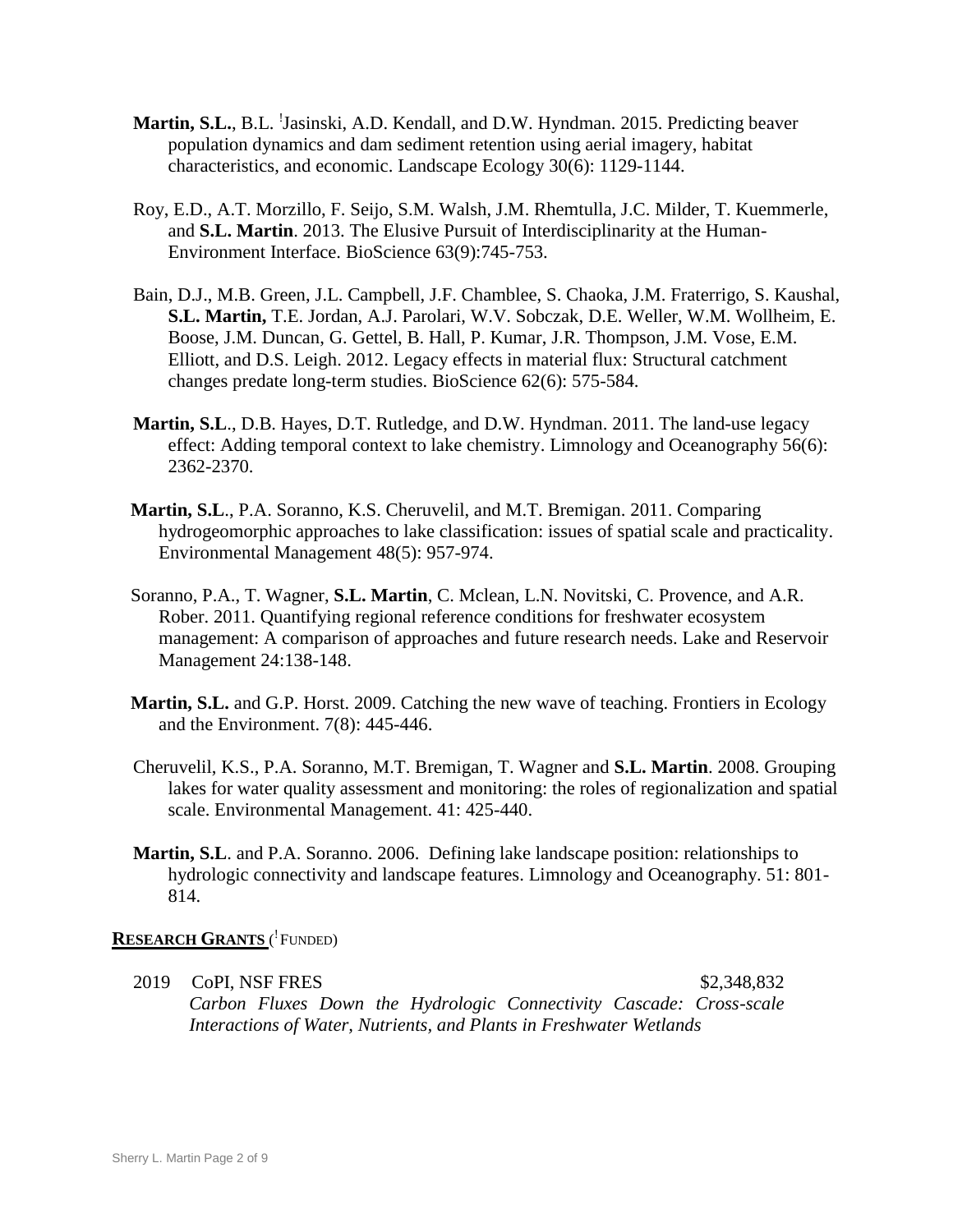**Martin, S.L.**, B.L. ǃJasinski, A.D. Kendall, and D.W. Hyndman. 2015. Predicting beaver population dynamics and dam sediment retention using aerial imagery, habitat characteristics, and economic. Landscape Ecology 30(6): 1129-1144.

Roy, E.D., A.T. Morzillo, F. Seijo, S.M. Walsh, J.M. Rhemtulla, J.C. Milder, T. Kuemmerle, and **S.L. Martin**. 2013. The Elusive Pursuit of Interdisciplinarity at the Human-Environment Interface. BioScience 63(9):745-753.

Bain, D.J., M.B. Green, J.L. Campbell, J.F. Chamblee, S. Chaoka, J.M. Fraterrigo, S. Kaushal, **S.L. Martin,** T.E. Jordan, A.J. Parolari, W.V. Sobczak, D.E. Weller, W.M. Wollheim, E. Boose, J.M. Duncan, G. Gettel, B. Hall, P. Kumar, J.R. Thompson, J.M. Vose, E.M. Elliott, and D.S. Leigh. 2012. Legacy effects in material flux: Structural catchment changes predate long-term studies. BioScience 62(6): 575-584.

**Martin, S.L**., D.B. Hayes, D.T. Rutledge, and D.W. Hyndman. 2011. The land-use legacy effect: Adding temporal context to lake chemistry. Limnology and Oceanography 56(6): 2362-2370.

**Martin, S.L**., P.A. Soranno, K.S. Cheruvelil, and M.T. Bremigan. 2011. Comparing hydrogeomorphic approaches to lake classification: issues of spatial scale and practicality. Environmental Management 48(5): 957-974.

Soranno, P.A., T. Wagner, **S.L. Martin**, C. Mclean, L.N. Novitski, C. Provence, and A.R. Rober. 2011. Quantifying regional reference conditions for freshwater ecosystem management: A comparison of approaches and future research needs. Lake and Reservoir Management 24:138-148.

**Martin, S.L.** and G.P. Horst. 2009. Catching the new wave of teaching. Frontiers in Ecology and the Environment. 7(8): 445-446.

Cheruvelil, K.S., P.A. Soranno, M.T. Bremigan, T. Wagner and **S.L. Martin**. 2008. Grouping lakes for water quality assessment and monitoring: the roles of regionalization and spatial scale. Environmental Management. 41: 425-440.

**Martin, S.L**. and P.A. Soranno. 2006. Defining lake landscape position: relationships to hydrologic connectivity and landscape features. Limnology and Oceanography. 51: 801-814.

## RESEARCH GRANTS (ǃFUNDED)

2019 CoPI, NSF FRES $2,348,832
*Carbon Fluxes Down the Hydrologic Connectivity Cascade: Cross-scale Interactions of Water, Nutrients, and Plants in Freshwater Wetlands*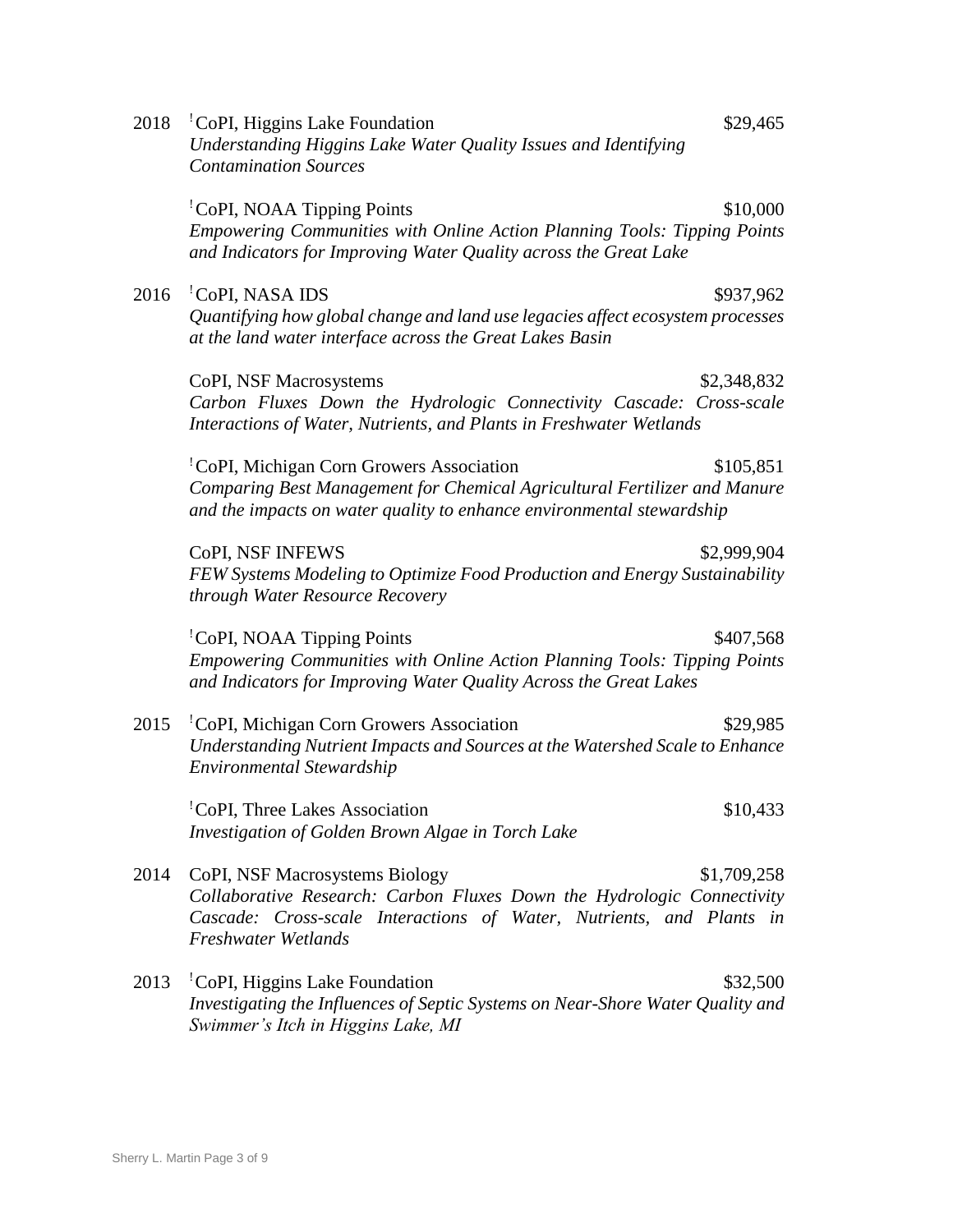2018 [!]CoPI, Higgins Lake Foundation $29,465
*Understanding Higgins Lake Water Quality Issues and Identifying Contamination Sources*

[!]CoPI, NOAA Tipping Points $10,000
*Empowering Communities with Online Action Planning Tools: Tipping Points and Indicators for Improving Water Quality across the Great Lake*

2016 [!]CoPI, NASA IDS $937,962
*Quantifying how global change and land use legacies affect ecosystem processes at the land water interface across the Great Lakes Basin*

CoPI, NSF Macrosystems $2,348,832
*Carbon Fluxes Down the Hydrologic Connectivity Cascade: Cross-scale Interactions of Water, Nutrients, and Plants in Freshwater Wetlands*

[!]CoPI, Michigan Corn Growers Association $105,851
*Comparing Best Management for Chemical Agricultural Fertilizer and Manure and the impacts on water quality to enhance environmental stewardship*

CoPI, NSF INFEWS $2,999,904
*FEW Systems Modeling to Optimize Food Production and Energy Sustainability through Water Resource Recovery*

[!]CoPI, NOAA Tipping Points $407,568
*Empowering Communities with Online Action Planning Tools: Tipping Points and Indicators for Improving Water Quality Across the Great Lakes*

2015 [!]CoPI, Michigan Corn Growers Association $29,985
*Understanding Nutrient Impacts and Sources at the Watershed Scale to Enhance Environmental Stewardship*

[!]CoPI, Three Lakes Association $10,433
*Investigation of Golden Brown Algae in Torch Lake*

2014 CoPI, NSF Macrosystems Biology $1,709,258
*Collaborative Research: Carbon Fluxes Down the Hydrologic Connectivity Cascade: Cross-scale Interactions of Water, Nutrients, and Plants in Freshwater Wetlands*

2013 [!]CoPI, Higgins Lake Foundation $32,500
*Investigating the Influences of Septic Systems on Near-Shore Water Quality and Swimmer's Itch in Higgins Lake, MI*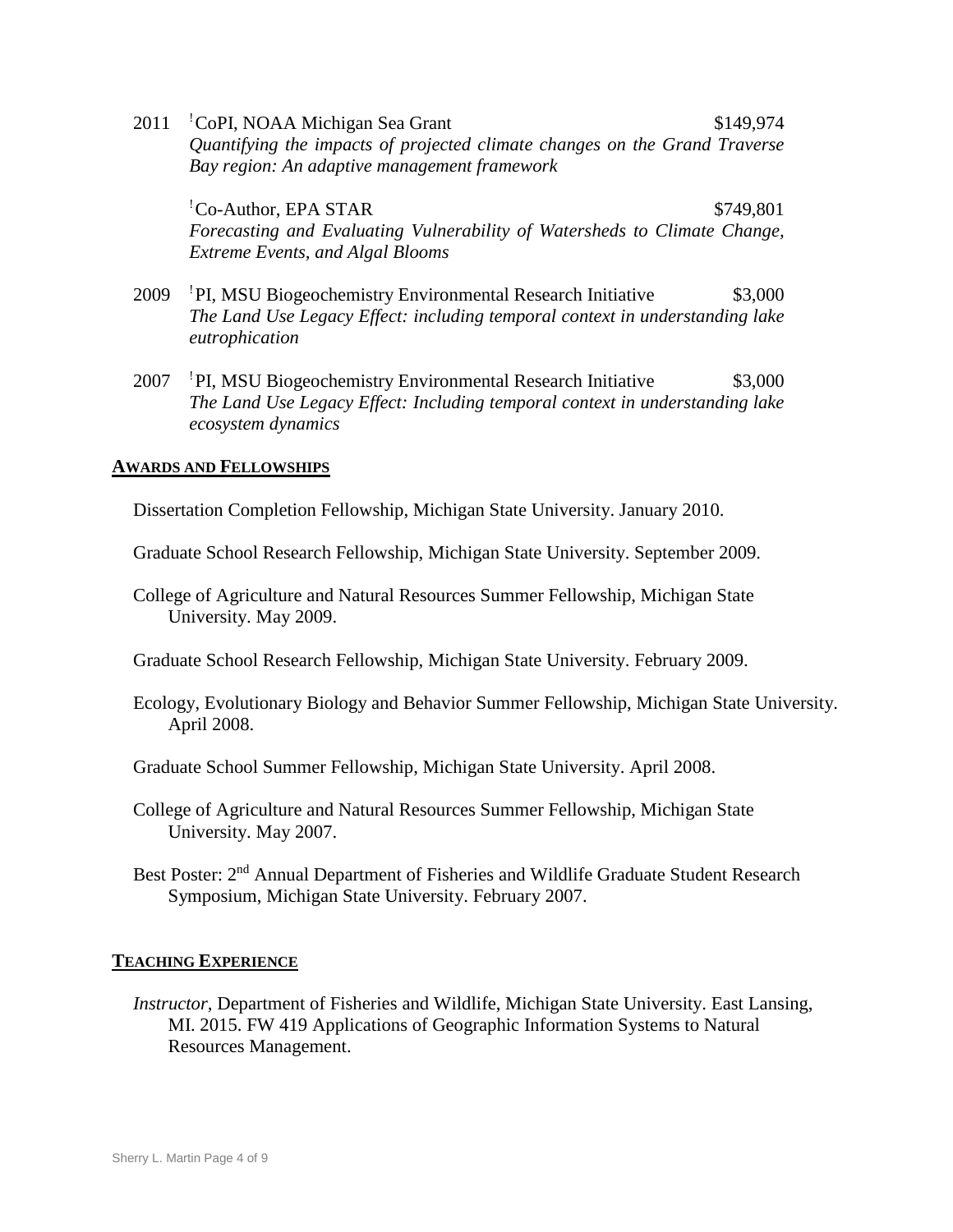2011 [!]CoPI, NOAA Michigan Sea Grant $149,974
*Quantifying the impacts of projected climate changes on the Grand Traverse Bay region: An adaptive management framework*

[!]Co-Author, EPA STAR $749,801
*Forecasting and Evaluating Vulnerability of Watersheds to Climate Change, Extreme Events, and Algal Blooms*

2009 [!]PI, MSU Biogeochemistry Environmental Research Initiative $3,000
*The Land Use Legacy Effect: including temporal context in understanding lake eutrophication*

2007 [!]PI, MSU Biogeochemistry Environmental Research Initiative $3,000
*The Land Use Legacy Effect: Including temporal context in understanding lake ecosystem dynamics*

## AWARDS AND FELLOWSHIPS

Dissertation Completion Fellowship, Michigan State University. January 2010.

Graduate School Research Fellowship, Michigan State University. September 2009.

College of Agriculture and Natural Resources Summer Fellowship, Michigan State University. May 2009.

Graduate School Research Fellowship, Michigan State University. February 2009.

Ecology, Evolutionary Biology and Behavior Summer Fellowship, Michigan State University. April 2008.

Graduate School Summer Fellowship, Michigan State University. April 2008.

College of Agriculture and Natural Resources Summer Fellowship, Michigan State University. May 2007.

Best Poster: 2nd Annual Department of Fisheries and Wildlife Graduate Student Research Symposium, Michigan State University. February 2007.

## TEACHING EXPERIENCE

*Instructor,* Department of Fisheries and Wildlife, Michigan State University. East Lansing, MI. 2015. FW 419 Applications of Geographic Information Systems to Natural Resources Management.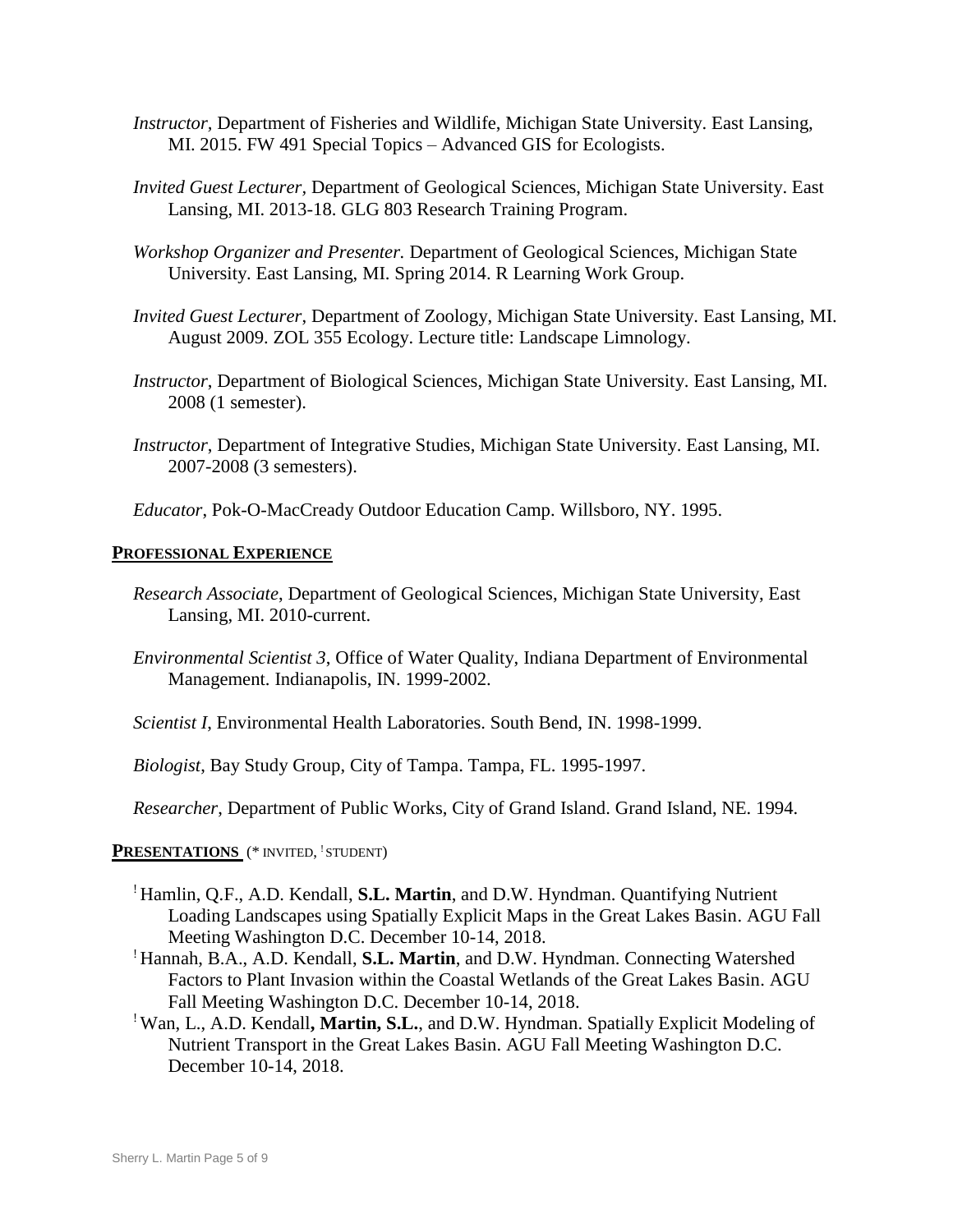*Instructor*, Department of Fisheries and Wildlife, Michigan State University. East Lansing, MI. 2015. FW 491 Special Topics – Advanced GIS for Ecologists.

*Invited Guest Lecturer*, Department of Geological Sciences, Michigan State University. East Lansing, MI. 2013-18. GLG 803 Research Training Program.

*Workshop Organizer and Presenter.* Department of Geological Sciences, Michigan State University. East Lansing, MI. Spring 2014. R Learning Work Group.

*Invited Guest Lecturer*, Department of Zoology, Michigan State University. East Lansing, MI. August 2009. ZOL 355 Ecology. Lecture title: Landscape Limnology.

*Instructor*, Department of Biological Sciences, Michigan State University. East Lansing, MI. 2008 (1 semester).

*Instructor*, Department of Integrative Studies, Michigan State University. East Lansing, MI. 2007-2008 (3 semesters).

*Educator*, Pok-O-MacCready Outdoor Education Camp. Willsboro, NY. 1995.

## PROFESSIONAL EXPERIENCE

*Research Associate*, Department of Geological Sciences, Michigan State University, East Lansing, MI. 2010-current.

*Environmental Scientist 3*, Office of Water Quality, Indiana Department of Environmental Management. Indianapolis, IN. 1999-2002.

*Scientist I*, Environmental Health Laboratories. South Bend, IN. 1998-1999.

*Biologist*, Bay Study Group, City of Tampa. Tampa, FL. 1995-1997.

*Researcher*, Department of Public Works, City of Grand Island. Grand Island, NE. 1994.

## PRESENTATIONS (* INVITED, ! STUDENT)

! Hamlin, Q.F., A.D. Kendall, **S.L. Martin**, and D.W. Hyndman. Quantifying Nutrient Loading Landscapes using Spatially Explicit Maps in the Great Lakes Basin. AGU Fall Meeting Washington D.C. December 10-14, 2018.

! Hannah, B.A., A.D. Kendall, **S.L. Martin**, and D.W. Hyndman. Connecting Watershed Factors to Plant Invasion within the Coastal Wetlands of the Great Lakes Basin. AGU Fall Meeting Washington D.C. December 10-14, 2018.

! Wan, L., A.D. Kendall**, Martin, S.L.**, and D.W. Hyndman. Spatially Explicit Modeling of Nutrient Transport in the Great Lakes Basin. AGU Fall Meeting Washington D.C. December 10-14, 2018.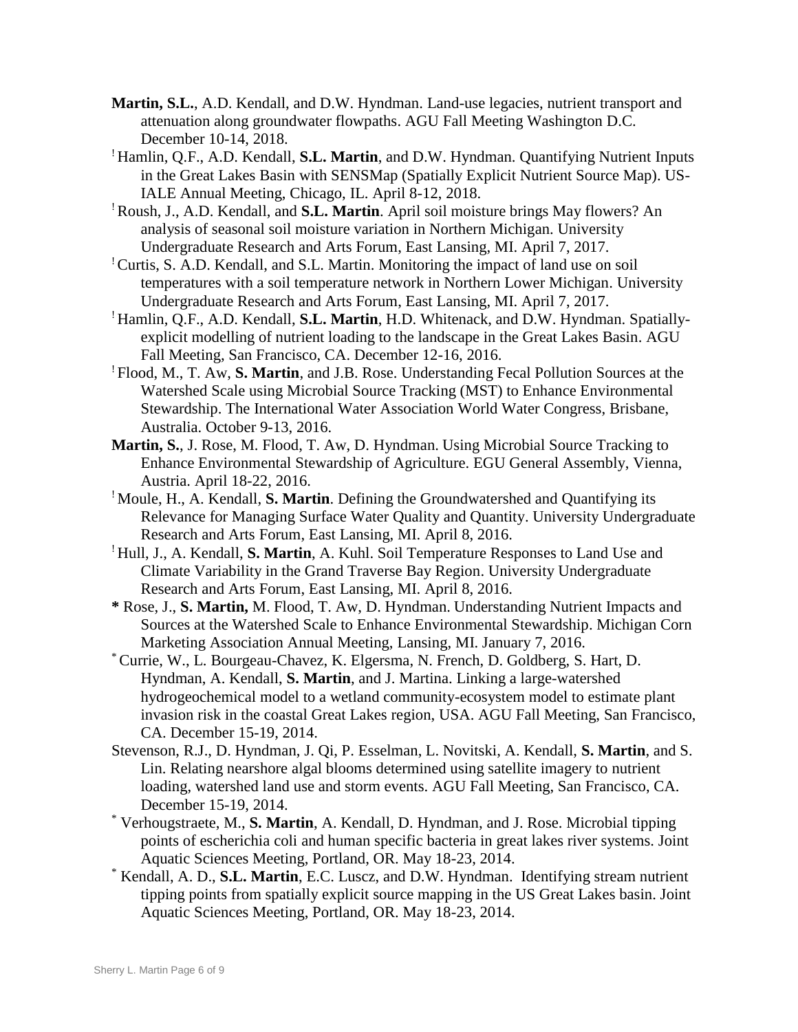**Martin, S.L.**, A.D. Kendall, and D.W. Hyndman. Land-use legacies, nutrient transport and attenuation along groundwater flowpaths. AGU Fall Meeting Washington D.C. December 10-14, 2018.

! Hamlin, Q.F., A.D. Kendall, **S.L. Martin**, and D.W. Hyndman. Quantifying Nutrient Inputs in the Great Lakes Basin with SENSMap (Spatially Explicit Nutrient Source Map). US-IALE Annual Meeting, Chicago, IL. April 8-12, 2018.

! Roush, J., A.D. Kendall, and **S.L. Martin**. April soil moisture brings May flowers? An analysis of seasonal soil moisture variation in Northern Michigan. University Undergraduate Research and Arts Forum, East Lansing, MI. April 7, 2017.

! Curtis, S. A.D. Kendall, and S.L. Martin. Monitoring the impact of land use on soil temperatures with a soil temperature network in Northern Lower Michigan. University Undergraduate Research and Arts Forum, East Lansing, MI. April 7, 2017.

! Hamlin, Q.F., A.D. Kendall, **S.L. Martin**, H.D. Whitenack, and D.W. Hyndman. Spatially-explicit modelling of nutrient loading to the landscape in the Great Lakes Basin. AGU Fall Meeting, San Francisco, CA. December 12-16, 2016.

! Flood, M., T. Aw, **S. Martin**, and J.B. Rose. Understanding Fecal Pollution Sources at the Watershed Scale using Microbial Source Tracking (MST) to Enhance Environmental Stewardship. The International Water Association World Water Congress, Brisbane, Australia. October 9-13, 2016.

**Martin, S.**, J. Rose, M. Flood, T. Aw, D. Hyndman. Using Microbial Source Tracking to Enhance Environmental Stewardship of Agriculture. EGU General Assembly, Vienna, Austria. April 18-22, 2016.

! Moule, H., A. Kendall, **S. Martin**. Defining the Groundwatershed and Quantifying its Relevance for Managing Surface Water Quality and Quantity. University Undergraduate Research and Arts Forum, East Lansing, MI. April 8, 2016.

! Hull, J., A. Kendall, **S. Martin**, A. Kuhl. Soil Temperature Responses to Land Use and Climate Variability in the Grand Traverse Bay Region. University Undergraduate Research and Arts Forum, East Lansing, MI. April 8, 2016.

**\*** Rose, J., **S. Martin,** M. Flood, T. Aw, D. Hyndman. Understanding Nutrient Impacts and Sources at the Watershed Scale to Enhance Environmental Stewardship. Michigan Corn Marketing Association Annual Meeting, Lansing, MI. January 7, 2016.

\* Currie, W., L. Bourgeau-Chavez, K. Elgersma, N. French, D. Goldberg, S. Hart, D. Hyndman, A. Kendall, **S. Martin**, and J. Martina. Linking a large-watershed hydrogeochemical model to a wetland community-ecosystem model to estimate plant invasion risk in the coastal Great Lakes region, USA. AGU Fall Meeting, San Francisco, CA. December 15-19, 2014.

Stevenson, R.J., D. Hyndman, J. Qi, P. Esselman, L. Novitski, A. Kendall, **S. Martin**, and S. Lin. Relating nearshore algal blooms determined using satellite imagery to nutrient loading, watershed land use and storm events. AGU Fall Meeting, San Francisco, CA. December 15-19, 2014.

\* Verhougstraete, M., **S. Martin**, A. Kendall, D. Hyndman, and J. Rose. Microbial tipping points of escherichia coli and human specific bacteria in great lakes river systems. Joint Aquatic Sciences Meeting, Portland, OR. May 18-23, 2014.

\* Kendall, A. D., **S.L. Martin**, E.C. Luscz, and D.W. Hyndman. Identifying stream nutrient tipping points from spatially explicit source mapping in the US Great Lakes basin. Joint Aquatic Sciences Meeting, Portland, OR. May 18-23, 2014.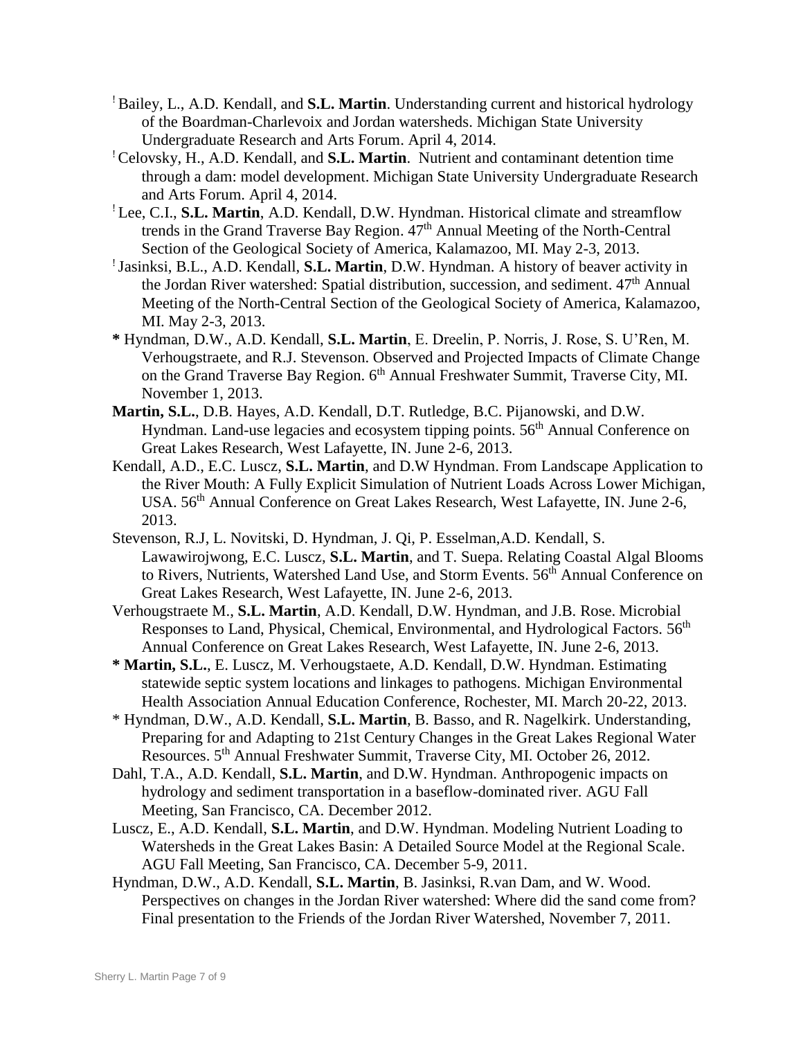! Bailey, L., A.D. Kendall, and **S.L. Martin**. Understanding current and historical hydrology of the Boardman-Charlevoix and Jordan watersheds. Michigan State University Undergraduate Research and Arts Forum. April 4, 2014.

! Celovsky, H., A.D. Kendall, and **S.L. Martin**. Nutrient and contaminant detention time through a dam: model development. Michigan State University Undergraduate Research and Arts Forum. April 4, 2014.

! Lee, C.I., **S.L. Martin**, A.D. Kendall, D.W. Hyndman. Historical climate and streamflow trends in the Grand Traverse Bay Region. 47th Annual Meeting of the North-Central Section of the Geological Society of America, Kalamazoo, MI. May 2-3, 2013.

! Jasinksi, B.L., A.D. Kendall, **S.L. Martin**, D.W. Hyndman. A history of beaver activity in the Jordan River watershed: Spatial distribution, succession, and sediment. 47th Annual Meeting of the North-Central Section of the Geological Society of America, Kalamazoo, MI. May 2-3, 2013.

**\*** Hyndman, D.W., A.D. Kendall, **S.L. Martin**, E. Dreelin, P. Norris, J. Rose, S. U'Ren, M. Verhougstraete, and R.J. Stevenson. Observed and Projected Impacts of Climate Change on the Grand Traverse Bay Region. 6th Annual Freshwater Summit, Traverse City, MI. November 1, 2013.

**Martin, S.L.**, D.B. Hayes, A.D. Kendall, D.T. Rutledge, B.C. Pijanowski, and D.W. Hyndman. Land-use legacies and ecosystem tipping points. 56th Annual Conference on Great Lakes Research, West Lafayette, IN. June 2-6, 2013.

Kendall, A.D., E.C. Luscz, **S.L. Martin**, and D.W Hyndman. From Landscape Application to the River Mouth: A Fully Explicit Simulation of Nutrient Loads Across Lower Michigan, USA. 56th Annual Conference on Great Lakes Research, West Lafayette, IN. June 2-6, 2013.

Stevenson, R.J, L. Novitski, D. Hyndman, J. Qi, P. Esselman,A.D. Kendall, S. Lawawirojwong, E.C. Luscz, **S.L. Martin**, and T. Suepa. Relating Coastal Algal Blooms to Rivers, Nutrients, Watershed Land Use, and Storm Events. 56th Annual Conference on Great Lakes Research, West Lafayette, IN. June 2-6, 2013.

Verhougstraete M., **S.L. Martin**, A.D. Kendall, D.W. Hyndman, and J.B. Rose. Microbial Responses to Land, Physical, Chemical, Environmental, and Hydrological Factors. 56th Annual Conference on Great Lakes Research, West Lafayette, IN. June 2-6, 2013.

**\* Martin, S.L.**, E. Luscz, M. Verhougstaete, A.D. Kendall, D.W. Hyndman. Estimating statewide septic system locations and linkages to pathogens. Michigan Environmental Health Association Annual Education Conference, Rochester, MI. March 20-22, 2013.

\* Hyndman, D.W., A.D. Kendall, **S.L. Martin**, B. Basso, and R. Nagelkirk. Understanding, Preparing for and Adapting to 21st Century Changes in the Great Lakes Regional Water Resources. 5th Annual Freshwater Summit, Traverse City, MI. October 26, 2012.

Dahl, T.A., A.D. Kendall, **S.L. Martin**, and D.W. Hyndman. Anthropogenic impacts on hydrology and sediment transportation in a baseflow-dominated river. AGU Fall Meeting, San Francisco, CA. December 2012.

Luscz, E., A.D. Kendall, **S.L. Martin**, and D.W. Hyndman. Modeling Nutrient Loading to Watersheds in the Great Lakes Basin: A Detailed Source Model at the Regional Scale. AGU Fall Meeting, San Francisco, CA. December 5-9, 2011.

Hyndman, D.W., A.D. Kendall, **S.L. Martin**, B. Jasinksi, R.van Dam, and W. Wood. Perspectives on changes in the Jordan River watershed: Where did the sand come from? Final presentation to the Friends of the Jordan River Watershed, November 7, 2011.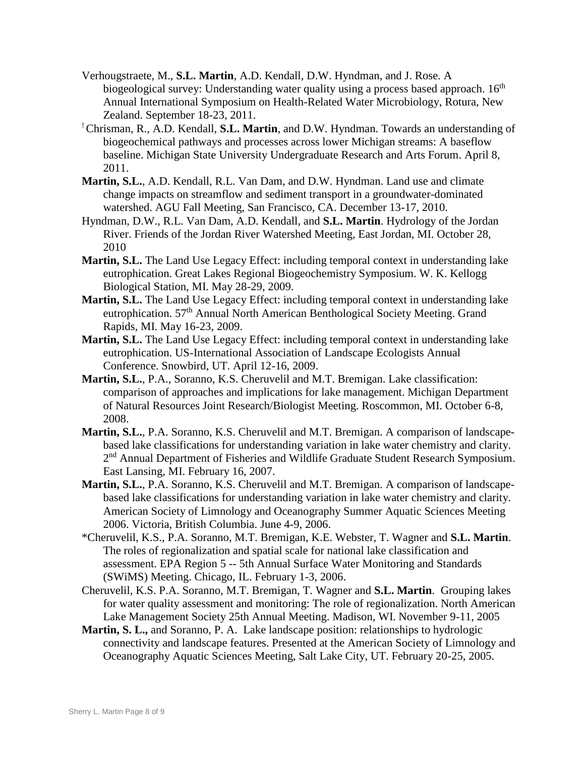Verhougstraete, M., **S.L. Martin**, A.D. Kendall, D.W. Hyndman, and J. Rose. A biogeological survey: Understanding water quality using a process based approach. 16th Annual International Symposium on Health-Related Water Microbiology, Rotura, New Zealand. September 18-23, 2011.

! Chrisman, R., A.D. Kendall, **S.L. Martin**, and D.W. Hyndman. Towards an understanding of biogeochemical pathways and processes across lower Michigan streams: A baseflow baseline. Michigan State University Undergraduate Research and Arts Forum. April 8, 2011.

**Martin, S.L.**, A.D. Kendall, R.L. Van Dam, and D.W. Hyndman. Land use and climate change impacts on streamflow and sediment transport in a groundwater-dominated watershed. AGU Fall Meeting, San Francisco, CA. December 13-17, 2010.

Hyndman, D.W., R.L. Van Dam, A.D. Kendall, and **S.L. Martin**. Hydrology of the Jordan River. Friends of the Jordan River Watershed Meeting, East Jordan, MI. October 28, 2010

**Martin, S.L.** The Land Use Legacy Effect: including temporal context in understanding lake eutrophication. Great Lakes Regional Biogeochemistry Symposium. W. K. Kellogg Biological Station, MI. May 28-29, 2009.

**Martin, S.L.** The Land Use Legacy Effect: including temporal context in understanding lake eutrophication. 57th Annual North American Benthological Society Meeting. Grand Rapids, MI. May 16-23, 2009.

**Martin, S.L.** The Land Use Legacy Effect: including temporal context in understanding lake eutrophication. US-International Association of Landscape Ecologists Annual Conference. Snowbird, UT. April 12-16, 2009.

**Martin, S.L.**, P.A., Soranno, K.S. Cheruvelil and M.T. Bremigan. Lake classification: comparison of approaches and implications for lake management. Michigan Department of Natural Resources Joint Research/Biologist Meeting. Roscommon, MI. October 6-8, 2008.

**Martin, S.L.**, P.A. Soranno, K.S. Cheruvelil and M.T. Bremigan. A comparison of landscape-based lake classifications for understanding variation in lake water chemistry and clarity. 2nd Annual Department of Fisheries and Wildlife Graduate Student Research Symposium. East Lansing, MI. February 16, 2007.

**Martin, S.L.**, P.A. Soranno, K.S. Cheruvelil and M.T. Bremigan. A comparison of landscape-based lake classifications for understanding variation in lake water chemistry and clarity. American Society of Limnology and Oceanography Summer Aquatic Sciences Meeting 2006. Victoria, British Columbia. June 4-9, 2006.

*Cheruvelil, K.S., P.A. Soranno, M.T. Bremigan, K.E. Webster, T. Wagner and **S.L. Martin**. The roles of regionalization and spatial scale for national lake classification and assessment. EPA Region 5 -- 5th Annual Surface Water Monitoring and Standards (SWiMS) Meeting. Chicago, IL. February 1-3, 2006.

Cheruvelil, K.S. P.A. Soranno, M.T. Bremigan, T. Wagner and **S.L. Martin**. Grouping lakes for water quality assessment and monitoring: The role of regionalization. North American Lake Management Society 25th Annual Meeting. Madison, WI. November 9-11, 2005

**Martin, S. L.,** and Soranno, P. A. Lake landscape position: relationships to hydrologic connectivity and landscape features. Presented at the American Society of Limnology and Oceanography Aquatic Sciences Meeting, Salt Lake City, UT. February 20-25, 2005.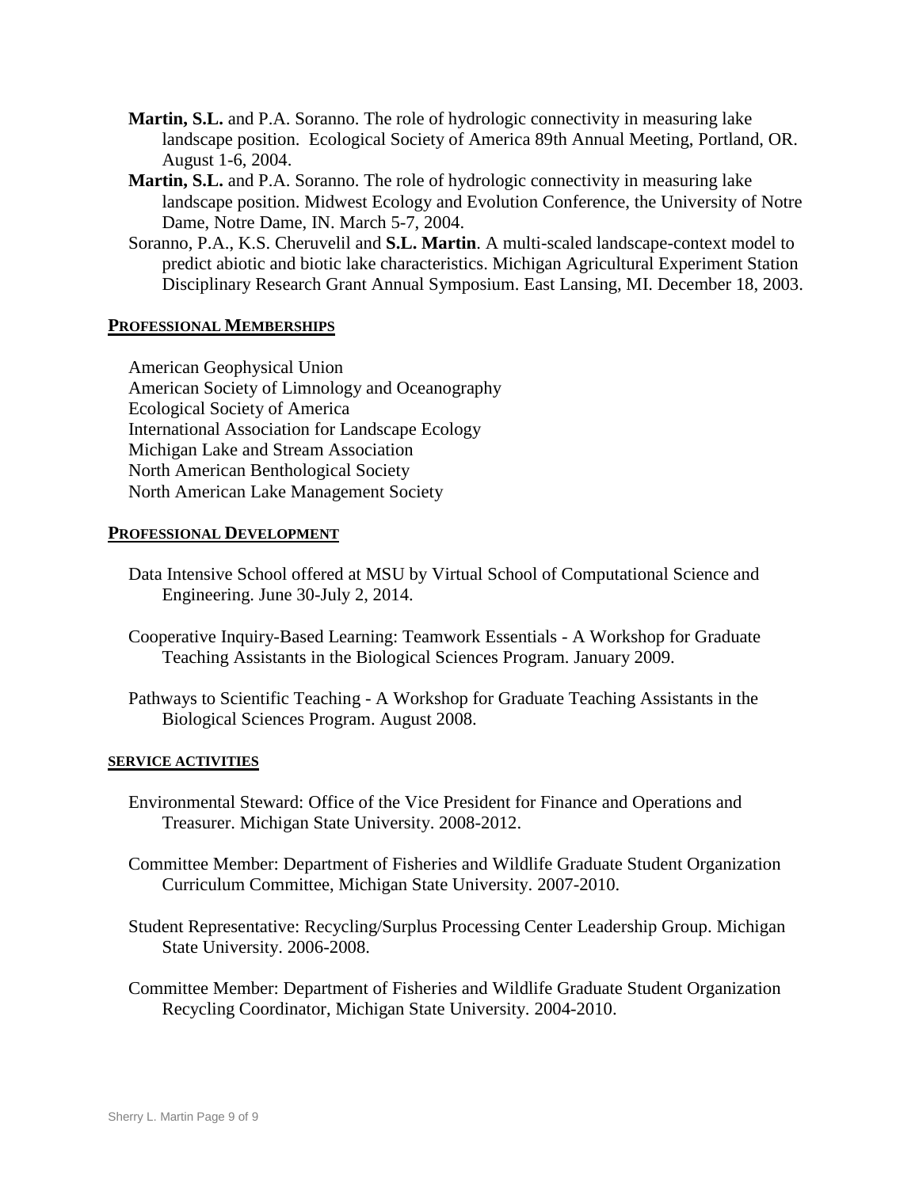**Martin, S.L.** and P.A. Soranno. The role of hydrologic connectivity in measuring lake landscape position. Ecological Society of America 89th Annual Meeting, Portland, OR. August 1-6, 2004.

**Martin, S.L.** and P.A. Soranno. The role of hydrologic connectivity in measuring lake landscape position. Midwest Ecology and Evolution Conference, the University of Notre Dame, Notre Dame, IN. March 5-7, 2004.

Soranno, P.A., K.S. Cheruvelil and **S.L. Martin**. A multi-scaled landscape-context model to predict abiotic and biotic lake characteristics. Michigan Agricultural Experiment Station Disciplinary Research Grant Annual Symposium. East Lansing, MI. December 18, 2003.

## PROFESSIONAL MEMBERSHIPS

American Geophysical Union
American Society of Limnology and Oceanography
Ecological Society of America
International Association for Landscape Ecology
Michigan Lake and Stream Association
North American Benthological Society
North American Lake Management Society

## PROFESSIONAL DEVELOPMENT

Data Intensive School offered at MSU by Virtual School of Computational Science and Engineering. June 30-July 2, 2014.

Cooperative Inquiry-Based Learning: Teamwork Essentials - A Workshop for Graduate Teaching Assistants in the Biological Sciences Program. January 2009.

Pathways to Scientific Teaching - A Workshop for Graduate Teaching Assistants in the Biological Sciences Program. August 2008.

## SERVICE ACTIVITIES

Environmental Steward: Office of the Vice President for Finance and Operations and Treasurer. Michigan State University. 2008-2012.

Committee Member: Department of Fisheries and Wildlife Graduate Student Organization Curriculum Committee, Michigan State University. 2007-2010.

Student Representative: Recycling/Surplus Processing Center Leadership Group. Michigan State University. 2006-2008.

Committee Member: Department of Fisheries and Wildlife Graduate Student Organization Recycling Coordinator, Michigan State University. 2004-2010.